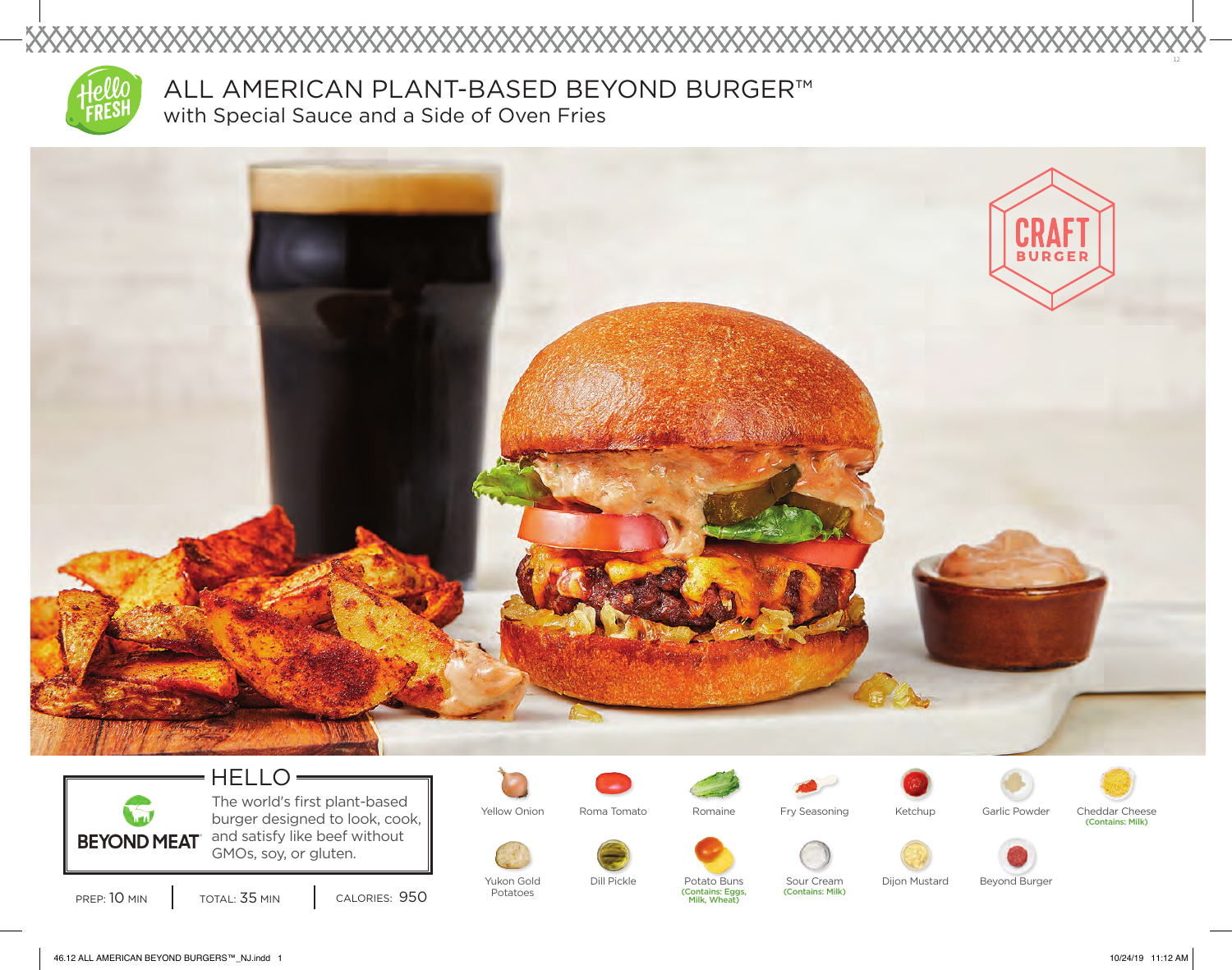# ALL AMERICAN PLANT-BASED BEYOND BURGER™

## with Special Sauce and a Side of Oven Fries

CRAFT BURGER

## HELLO

BEYOND MEAT

The world's first plant-based burger designed to look, cook, and satisfy like beef without GMOs, soy, or gluten.

PREP: 10 MIN | TOTAL: 35 MIN | CALORIES: 950

- Yellow Onion
- Roma Tomato
- Romaine
- Fry Seasoning
- Ketchup
- Garlic Powder
- Cheddar Cheese (Contains: Milk)
- Yukon Gold Potatoes
- Dill Pickle
- Potato Buns (Contains: Eggs, Milk, Wheat)
- Sour Cream (Contains: Milk)
- Dijon Mustard
- Beyond Burger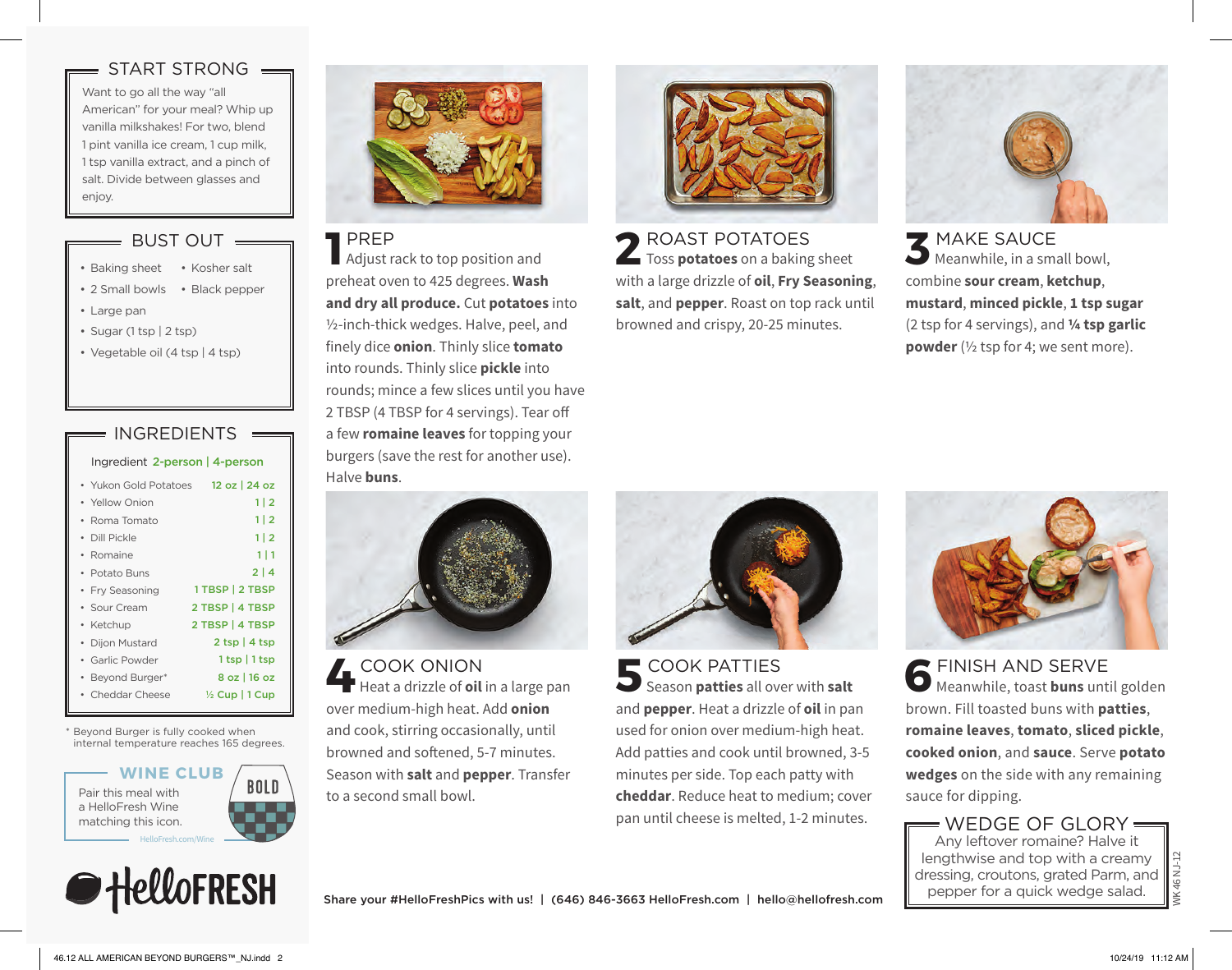## START STRONG

Want to go all the way "all American" for your meal? Whip up vanilla milkshakes! For two, blend 1 pint vanilla ice cream, 1 cup milk, 1 tsp vanilla extract, and a pinch of salt. Divide between glasses and enjoy.

## BUST OUT

- Baking sheet
- Kosher salt
- 2 Small bowls
- Black pepper
- Large pan
- Sugar (1 tsp | 2 tsp)
- Vegetable oil (4 tsp | 4 tsp)

## INGREDIENTS

| Ingredient | 2-person \| 4-person |
|---|---|
| Yukon Gold Potatoes | 12 oz \| 24 oz |
| Yellow Onion | 1 \| 2 |
| Roma Tomato | 1 \| 2 |
| Dill Pickle | 1 \| 2 |
| Romaine | 1 \| 1 |
| Potato Buns | 2 \| 4 |
| Fry Seasoning | 1 TBSP \| 2 TBSP |
| Sour Cream | 2 TBSP \| 4 TBSP |
| Ketchup | 2 TBSP \| 4 TBSP |
| Dijon Mustard | 2 tsp \| 4 tsp |
| Garlic Powder | 1 tsp \| 1 tsp |
| Beyond Burger* | 8 oz \| 16 oz |
| Cheddar Cheese | ½ Cup \| 1 Cup |

\* Beyond Burger is fully cooked when internal temperature reaches 165 degrees.

## WINE CLUB

Pair this meal with a HelloFresh Wine matching this icon.

BOLD

HelloFresh.com/Wine

HelloFRESH

## 1 PREP

Adjust rack to top position and preheat oven to 425 degrees. **Wash and dry all produce.** Cut **potatoes** into ½-inch-thick wedges. Halve, peel, and finely dice **onion**. Thinly slice **tomato** into rounds. Thinly slice **pickle** into rounds; mince a few slices until you have 2 TBSP (4 TBSP for 4 servings). Tear off a few **romaine leaves** for topping your burgers (save the rest for another use). Halve **buns**.

## 2 ROAST POTATOES

Toss **potatoes** on a baking sheet with a large drizzle of **oil**, **Fry Seasoning**, **salt**, and **pepper**. Roast on top rack until browned and crispy, 20-25 minutes.

## 3 MAKE SAUCE

Meanwhile, in a small bowl, combine **sour cream**, **ketchup**, **mustard**, **minced pickle**, **1 tsp sugar** (2 tsp for 4 servings), and **¼ tsp garlic powder** (½ tsp for 4; we sent more).

## 4 COOK ONION

Heat a drizzle of **oil** in a large pan over medium-high heat. Add **onion** and cook, stirring occasionally, until browned and softened, 5-7 minutes. Season with **salt** and **pepper**. Transfer to a second small bowl.

## 5 COOK PATTIES

Season **patties** all over with **salt** and **pepper**. Heat a drizzle of **oil** in pan used for onion over medium-high heat. Add patties and cook until browned, 3-5 minutes per side. Top each patty with **cheddar**. Reduce heat to medium; cover pan until cheese is melted, 1-2 minutes.

## 6 FINISH AND SERVE

Meanwhile, toast **buns** until golden brown. Fill toasted buns with **patties**, **romaine leaves**, **tomato**, **sliced pickle**, **cooked onion**, and **sauce**. Serve **potato wedges** on the side with any remaining sauce for dipping.

## WEDGE OF GLORY

Any leftover romaine? Halve it lengthwise and top with a creamy dressing, croutons, grated Parm, and pepper for a quick wedge salad.

Share your #HelloFreshPics with us! | (646) 846-3663 HelloFresh.com | hello@hellofresh.com

WK 46 NJ-12